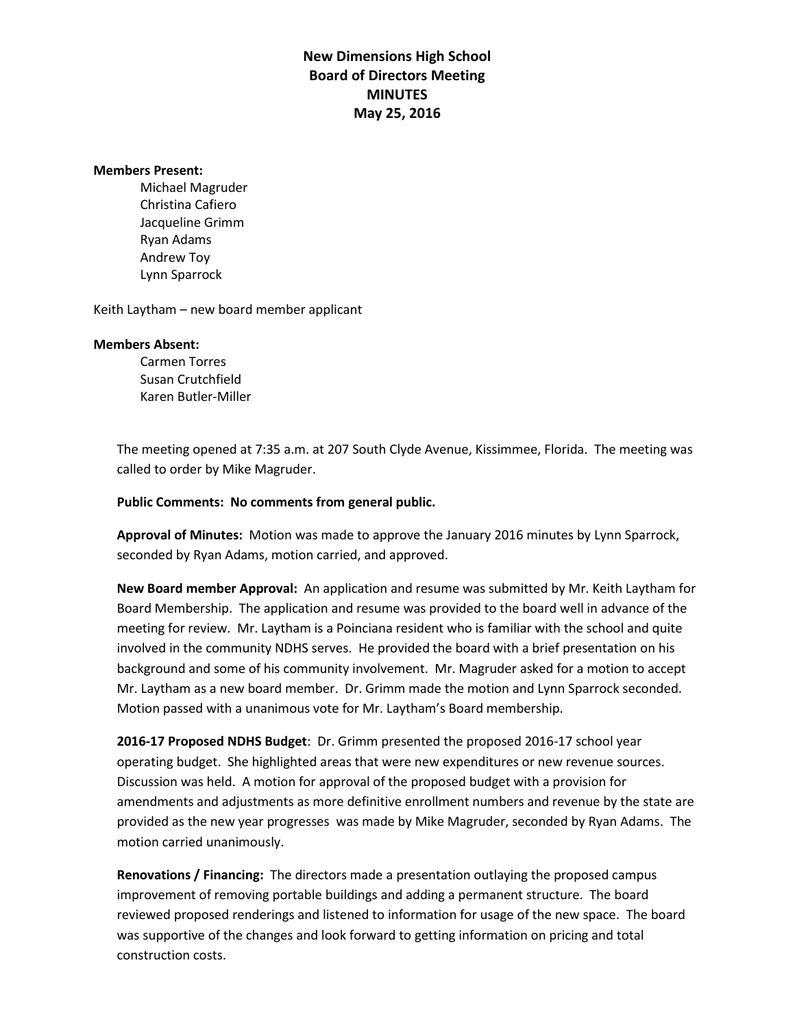# New Dimensions High School
## Board of Directors Meeting
## MINUTES
## May 25, 2016

**Members Present:**

- Michael Magruder
- Christina Cafiero
- Jacqueline Grimm
- Ryan Adams
- Andrew Toy
- Lynn Sparrock

Keith Laytham – new board member applicant

**Members Absent:**

- Carmen Torres
- Susan Crutchfield
- Karen Butler-Miller

The meeting opened at 7:35 a.m. at 207 South Clyde Avenue, Kissimmee, Florida. The meeting was called to order by Mike Magruder.

**Public Comments: No comments from general public.**

**Approval of Minutes:** Motion was made to approve the January 2016 minutes by Lynn Sparrock, seconded by Ryan Adams, motion carried, and approved.

**New Board member Approval:** An application and resume was submitted by Mr. Keith Laytham for Board Membership. The application and resume was provided to the board well in advance of the meeting for review. Mr. Laytham is a Poinciana resident who is familiar with the school and quite involved in the community NDHS serves. He provided the board with a brief presentation on his background and some of his community involvement. Mr. Magruder asked for a motion to accept Mr. Laytham as a new board member. Dr. Grimm made the motion and Lynn Sparrock seconded. Motion passed with a unanimous vote for Mr. Laytham's Board membership.

**2016-17 Proposed NDHS Budget**: Dr. Grimm presented the proposed 2016-17 school year operating budget. She highlighted areas that were new expenditures or new revenue sources. Discussion was held. A motion for approval of the proposed budget with a provision for amendments and adjustments as more definitive enrollment numbers and revenue by the state are provided as the new year progresses was made by Mike Magruder, seconded by Ryan Adams. The motion carried unanimously.

**Renovations / Financing:** The directors made a presentation outlaying the proposed campus improvement of removing portable buildings and adding a permanent structure. The board reviewed proposed renderings and listened to information for usage of the new space. The board was supportive of the changes and look forward to getting information on pricing and total construction costs.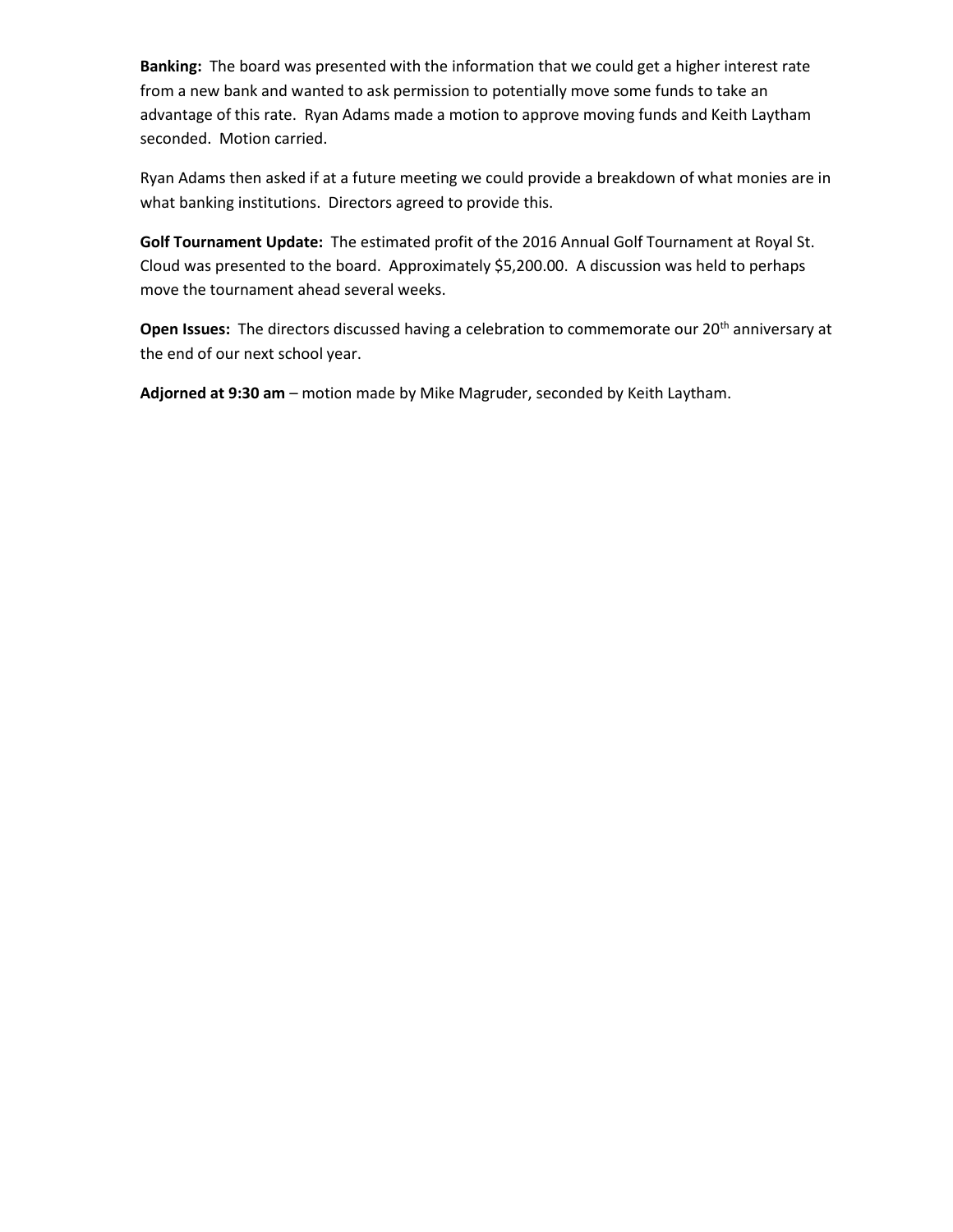**Banking:** The board was presented with the information that we could get a higher interest rate from a new bank and wanted to ask permission to potentially move some funds to take an advantage of this rate. Ryan Adams made a motion to approve moving funds and Keith Laytham seconded. Motion carried.

Ryan Adams then asked if at a future meeting we could provide a breakdown of what monies are in what banking institutions. Directors agreed to provide this.

**Golf Tournament Update:** The estimated profit of the 2016 Annual Golf Tournament at Royal St. Cloud was presented to the board. Approximately $5,200.00. A discussion was held to perhaps move the tournament ahead several weeks.

**Open Issues:** The directors discussed having a celebration to commemorate our 20th anniversary at the end of our next school year.

**Adjorned at 9:30 am** – motion made by Mike Magruder, seconded by Keith Laytham.